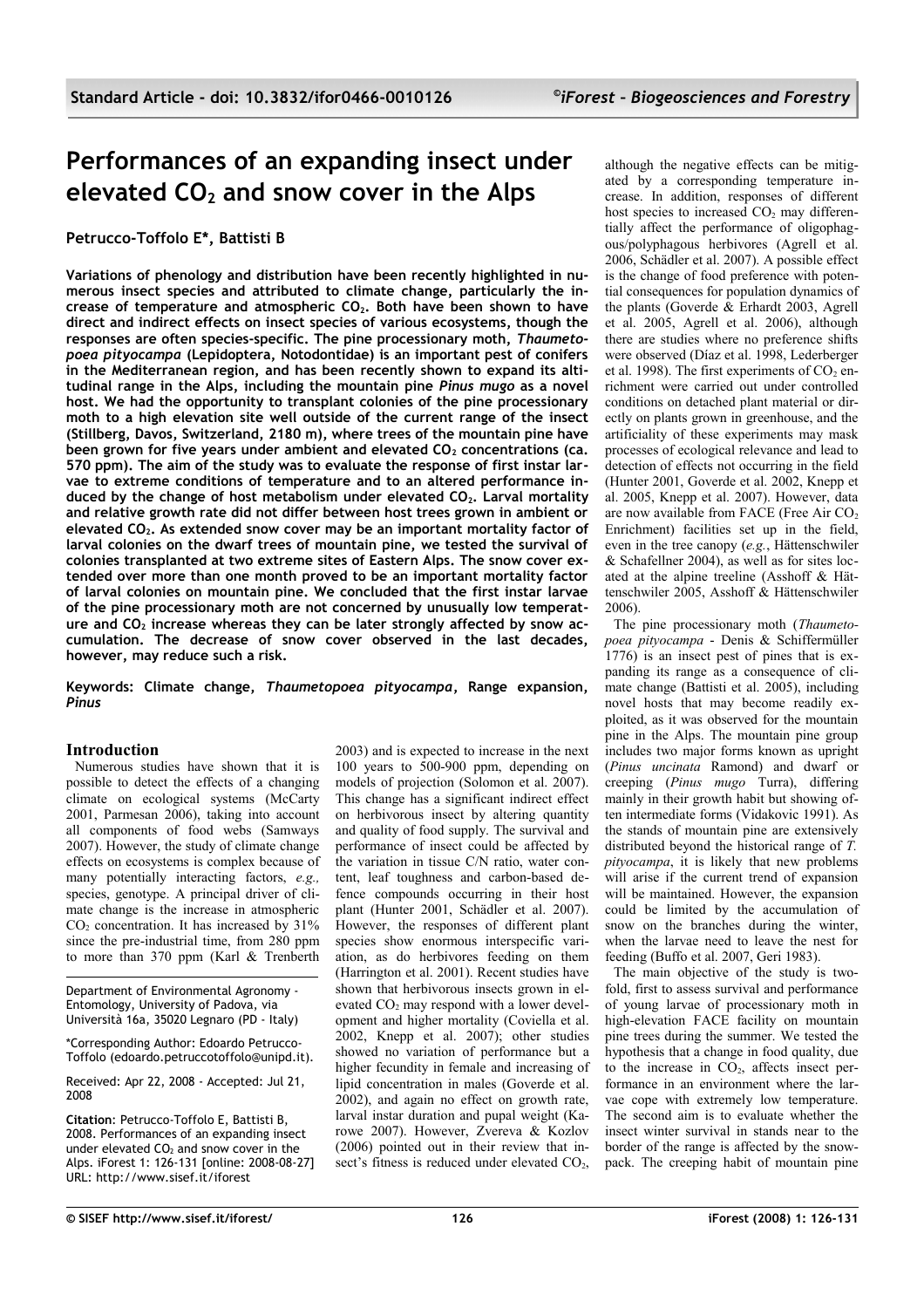# Performances of an expanding insect under elevated $CO_2$ and snow cover in the Alps

**Petrucco-Toffolo E\*, Battisti B**

**Variations of phenology and distribution have been recently highlighted in numerous insect species and attributed to climate change, particularly the increase of temperature and atmospheric $CO_2$. Both have been shown to have direct and indirect effects on insect species of various ecosystems, though the responses are often species-specific. The pine processionary moth, *Thaumetopoea pityocampa* (Lepidoptera, Notodontidae) is an important pest of conifers in the Mediterranean region, and has been recently shown to expand its altitudinal range in the Alps, including the mountain pine *Pinus mugo* as a novel host. We had the opportunity to transplant colonies of the pine processionary moth to a high elevation site well outside of the current range of the insect (Stillberg, Davos, Switzerland, 2180 m), where trees of the mountain pine have been grown for five years under ambient and elevated $CO_2$ concentrations (ca. 570 ppm). The aim of the study was to evaluate the response of first instar larvae to extreme conditions of temperature and to an altered performance induced by the change of host metabolism under elevated $CO_2$. Larval mortality and relative growth rate did not differ between host trees grown in ambient or elevated $CO_2$. As extended snow cover may be an important mortality factor of larval colonies on the dwarf trees of mountain pine, we tested the survival of colonies transplanted at two extreme sites of Eastern Alps. The snow cover extended over more than one month proved to be an important mortality factor of larval colonies on mountain pine. We concluded that the first instar larvae of the pine processionary moth are not concerned by unusually low temperature and $CO_2$ increase whereas they can be later strongly affected by snow accumulation. The decrease of snow cover observed in the last decades, however, may reduce such a risk.**

**Keywords: Climate change, *Thaumetopoea pityocampa*, Range expansion, *Pinus***

## Introduction

Numerous studies have shown that it is possible to detect the effects of a changing climate on ecological systems (McCarty 2001, Parmesan 2006), taking into account all components of food webs (Samways 2007). However, the study of climate change effects on ecosystems is complex because of many potentially interacting factors, *e.g.,* species, genotype. A principal driver of climate change is the increase in atmospheric $CO_2$ concentration. It has increased by 31% since the pre-industrial time, from 280 ppm to more than 370 ppm (Karl & Trenberth 2003) and is expected to increase in the next 100 years to 500-900 ppm, depending on models of projection (Solomon et al. 2007). This change has a significant indirect effect on herbivorous insect by altering quantity and quality of food supply. The survival and performance of insect could be affected by the variation in tissue C/N ratio, water content, leaf toughness and carbon-based defence compounds occurring in their host plant (Hunter 2001, Schädler et al. 2007). However, the responses of different plant species show enormous interspecific variation, as do herbivores feeding on them (Harrington et al. 2001). Recent studies have shown that herbivorous insects grown in elevated $CO_2$ may respond with a lower development and higher mortality (Coviella et al. 2002, Knepp et al. 2007); other studies showed no variation of performance but a higher fecundity in female and increasing of lipid concentration in males (Goverde et al. 2002), and again no effect on growth rate, larval instar duration and pupal weight (Karowe 2007). However, Zvereva & Kozlov (2006) pointed out in their review that insect's fitness is reduced under elevated $CO_2$, although the negative effects can be mitigated by a corresponding temperature increase. In addition, responses of different host species to increased $CO_2$ may differentially affect the performance of oligophagous/polyphagous herbivores (Agrell et al. 2006, Schädler et al. 2007). A possible effect is the change of food preference with potential consequences for population dynamics of the plants (Goverde & Erhardt 2003, Agrell et al. 2005, Agrell et al. 2006), although there are studies where no preference shifts were observed (Díaz et al. 1998, Lederberger et al. 1998). The first experiments of $CO_2$ enrichment were carried out under controlled conditions on detached plant material or directly on plants grown in greenhouse, and the artificiality of these experiments may mask processes of ecological relevance and lead to detection of effects not occurring in the field (Hunter 2001, Goverde et al. 2002, Knepp et al. 2005, Knepp et al. 2007). However, data are now available from FACE (Free Air $CO_2$ Enrichment) facilities set up in the field, even in the tree canopy (*e.g.*, Hättenschwiler & Schafellner 2004), as well as for sites located at the alpine treeline (Asshoff & Hättenschwiler 2005, Asshoff & Hättenschwiler 2006).

The pine processionary moth (*Thaumetopoea pityocampa* - Denis & Schiffermüller 1776) is an insect pest of pines that is expanding its range as a consequence of climate change (Battisti et al. 2005), including novel hosts that may become readily exploited, as it was observed for the mountain pine in the Alps. The mountain pine group includes two major forms known as upright (*Pinus uncinata* Ramond) and dwarf or creeping (*Pinus mugo* Turra), differing mainly in their growth habit but showing often intermediate forms (Vidakovic 1991). As the stands of mountain pine are extensively distributed beyond the historical range of *T. pityocampa*, it is likely that new problems will arise if the current trend of expansion will be maintained. However, the expansion could be limited by the accumulation of snow on the branches during the winter, when the larvae need to leave the nest for feeding (Buffo et al. 2007, Geri 1983).

The main objective of the study is twofold, first to assess survival and performance of young larvae of processionary moth in high-elevation FACE facility on mountain pine trees during the summer. We tested the hypothesis that a change in food quality, due to the increase in $CO_2$, affects insect performance in an environment where the larvae cope with extremely low temperature. The second aim is to evaluate whether the insect winter survival in stands near to the border of the range is affected by the snowpack. The creeping habit of mountain pine

Department of Environmental Agronomy - Entomology, University of Padova, via Università 16a, 35020 Legnaro (PD - Italy)

\*Corresponding Author: Edoardo Petrucco-Toffolo (edoardo.petruccotoffolo@unipd.it).

Received: Apr 22, 2008 - Accepted: Jul 21, 2008

**Citation**: Petrucco-Toffolo E, Battisti B, 2008. Performances of an expanding insect under elevated $CO_2$ and snow cover in the Alps. iForest 1: 126-131 [online: 2008-08-27] URL: http://www.sisef.it/iforest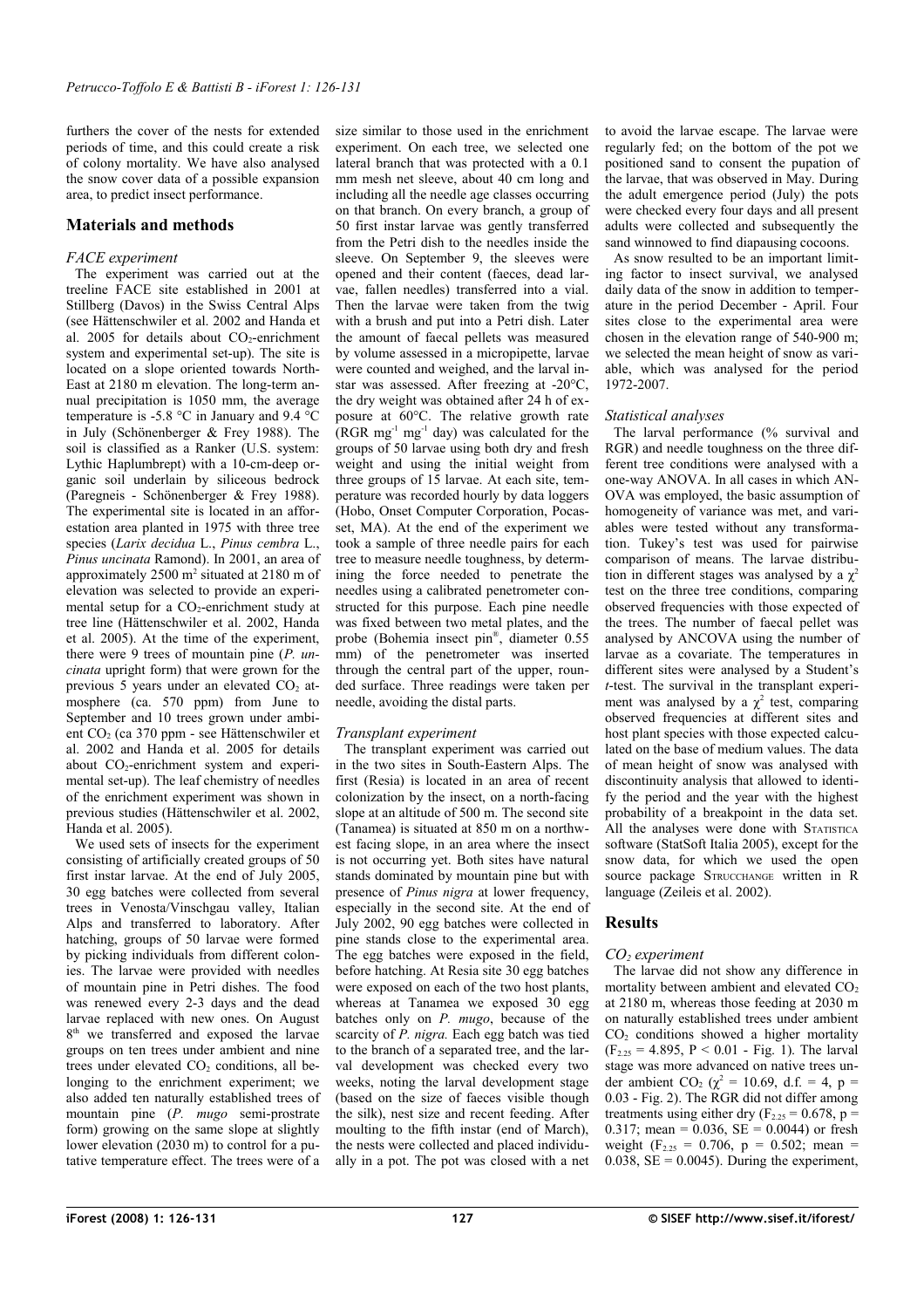furthers the cover of the nests for extended periods of time, and this could create a risk of colony mortality. We have also analysed the snow cover data of a possible expansion area, to predict insect performance.

## Materials and methods

### *FACE experiment*

The experiment was carried out at the treeline FACE site established in 2001 at Stillberg (Davos) in the Swiss Central Alps (see Hättenschwiler et al. 2002 and Handa et al. 2005 for details about $CO_2$-enrichment system and experimental set-up). The site is located on a slope oriented towards North-East at 2180 m elevation. The long-term annual precipitation is 1050 mm, the average temperature is -5.8 °C in January and 9.4 °C in July (Schönenberger & Frey 1988). The soil is classified as a Ranker (U.S. system: Lythic Haplumbrept) with a 10-cm-deep organic soil underlain by siliceous bedrock (Paregneis - Schönenberger & Frey 1988). The experimental site is located in an afforestation area planted in 1975 with three tree species (*Larix decidua* L., *Pinus cembra* L., *Pinus uncinata* Ramond). In 2001, an area of approximately 2500 $m^2$ situated at 2180 m of elevation was selected to provide an experimental setup for a $CO_2$-enrichment study at tree line (Hättenschwiler et al. 2002, Handa et al. 2005). At the time of the experiment, there were 9 trees of mountain pine (*P. uncinata* upright form) that were grown for the previous 5 years under an elevated $CO_2$ atmosphere (ca. 570 ppm) from June to September and 10 trees grown under ambient $CO_2$ (ca 370 ppm - see Hättenschwiler et al. 2002 and Handa et al. 2005 for details about $CO_2$-enrichment system and experimental set-up). The leaf chemistry of needles of the enrichment experiment was shown in previous studies (Hättenschwiler et al. 2002, Handa et al. 2005).

We used sets of insects for the experiment consisting of artificially created groups of 50 first instar larvae. At the end of July 2005, 30 egg batches were collected from several trees in Venosta/Vinschgau valley, Italian Alps and transferred to laboratory. After hatching, groups of 50 larvae were formed by picking individuals from different colonies. The larvae were provided with needles of mountain pine in Petri dishes. The food was renewed every 2-3 days and the dead larvae replaced with new ones. On August 8th we transferred and exposed the larvae groups on ten trees under ambient and nine trees under elevated $CO_2$ conditions, all belonging to the enrichment experiment; we also added ten naturally established trees of mountain pine (*P. mugo* semi-prostrate form) growing on the same slope at slightly lower elevation (2030 m) to control for a putative temperature effect. The trees were of a size similar to those used in the enrichment experiment. On each tree, we selected one lateral branch that was protected with a 0.1 mm mesh net sleeve, about 40 cm long and including all the needle age classes occurring on that branch. On every branch, a group of 50 first instar larvae was gently transferred from the Petri dish to the needles inside the sleeve. On September 9, the sleeves were opened and their content (faeces, dead larvae, fallen needles) transferred into a vial. Then the larvae were taken from the twig with a brush and put into a Petri dish. Later the amount of faecal pellets was measured by volume assessed in a micropipette, larvae were counted and weighed, and the larval instar was assessed. After freezing at -20°C, the dry weight was obtained after 24 h of exposure at 60°C. The relative growth rate (RGR $mg^{-1}$ $mg^{-1}$ day) was calculated for the groups of 50 larvae using both dry and fresh weight and using the initial weight from three groups of 15 larvae. At each site, temperature was recorded hourly by data loggers (Hobo, Onset Computer Corporation, Pocasset, MA). At the end of the experiment we took a sample of three needle pairs for each tree to measure needle toughness, by determining the force needed to penetrate the needles using a calibrated penetrometer constructed for this purpose. Each pine needle was fixed between two metal plates, and the probe (Bohemia insect pin®, diameter 0.55 mm) of the penetrometer was inserted through the central part of the upper, rounded surface. Three readings were taken per needle, avoiding the distal parts.

### *Transplant experiment*

The transplant experiment was carried out in the two sites in South-Eastern Alps. The first (Resia) is located in an area of recent colonization by the insect, on a north-facing slope at an altitude of 500 m. The second site (Tanamea) is situated at 850 m on a northwest facing slope, in an area where the insect is not occurring yet. Both sites have natural stands dominated by mountain pine but with presence of *Pinus nigra* at lower frequency, especially in the second site. At the end of July 2002, 90 egg batches were collected in pine stands close to the experimental area. The egg batches were exposed in the field, before hatching. At Resia site 30 egg batches were exposed on each of the two host plants, whereas at Tanamea we exposed 30 egg batches only on *P. mugo*, because of the scarcity of *P. nigra.* Each egg batch was tied to the branch of a separated tree, and the larval development was checked every two weeks, noting the larval development stage (based on the size of faeces visible though the silk), nest size and recent feeding. After moulting to the fifth instar (end of March), the nests were collected and placed individually in a pot. The pot was closed with a net to avoid the larvae escape. The larvae were regularly fed; on the bottom of the pot we positioned sand to consent the pupation of the larvae, that was observed in May. During the adult emergence period (July) the pots were checked every four days and all present adults were collected and subsequently the sand winnowed to find diapausing cocoons.

As snow resulted to be an important limiting factor to insect survival, we analysed daily data of the snow in addition to temperature in the period December - April. Four sites close to the experimental area were chosen in the elevation range of 540-900 m; we selected the mean height of snow as variable, which was analysed for the period 1972-2007.

### *Statistical analyses*

The larval performance (% survival and RGR) and needle toughness on the three different tree conditions were analysed with a one-way ANOVA. In all cases in which ANOVA was employed, the basic assumption of homogeneity of variance was met, and variables were tested without any transformation. Tukey's test was used for pairwise comparison of means. The larvae distribution in different stages was analysed by a $\chi^2$ test on the three tree conditions, comparing observed frequencies with those expected of the trees. The number of faecal pellet was analysed by ANCOVA using the number of larvae as a covariate. The temperatures in different sites were analysed by a Student's *t*-test. The survival in the transplant experiment was analysed by a $\chi^2$ test, comparing observed frequencies at different sites and host plant species with those expected calculated on the base of medium values. The data of mean height of snow was analysed with discontinuity analysis that allowed to identify the period and the year with the highest probability of a breakpoint in the data set. All the analyses were done with STATISTICA software (StatSoft Italia 2005), except for the snow data, for which we used the open source package STRUCCHANGE written in R language (Zeileis et al. 2002).

## Results

### *$CO_2$ experiment*

The larvae did not show any difference in mortality between ambient and elevated $CO_2$ at 2180 m, whereas those feeding at 2030 m on naturally established trees under ambient $CO_2$ conditions showed a higher mortality ($F_{2,25}$ = 4.895, P < 0.01 - Fig. 1). The larval stage was more advanced on native trees under ambient $CO_2$ ($\chi^2$ = 10.69, d.f. = 4, p = 0.03 - Fig. 2). The RGR did not differ among treatments using either dry ($F_{2,25}$ = 0.678, p = 0.317; mean = 0.036, SE = 0.0044) or fresh weight ($F_{2,25}$ = 0.706, p = 0.502; mean = 0.038, SE = 0.0045). During the experiment,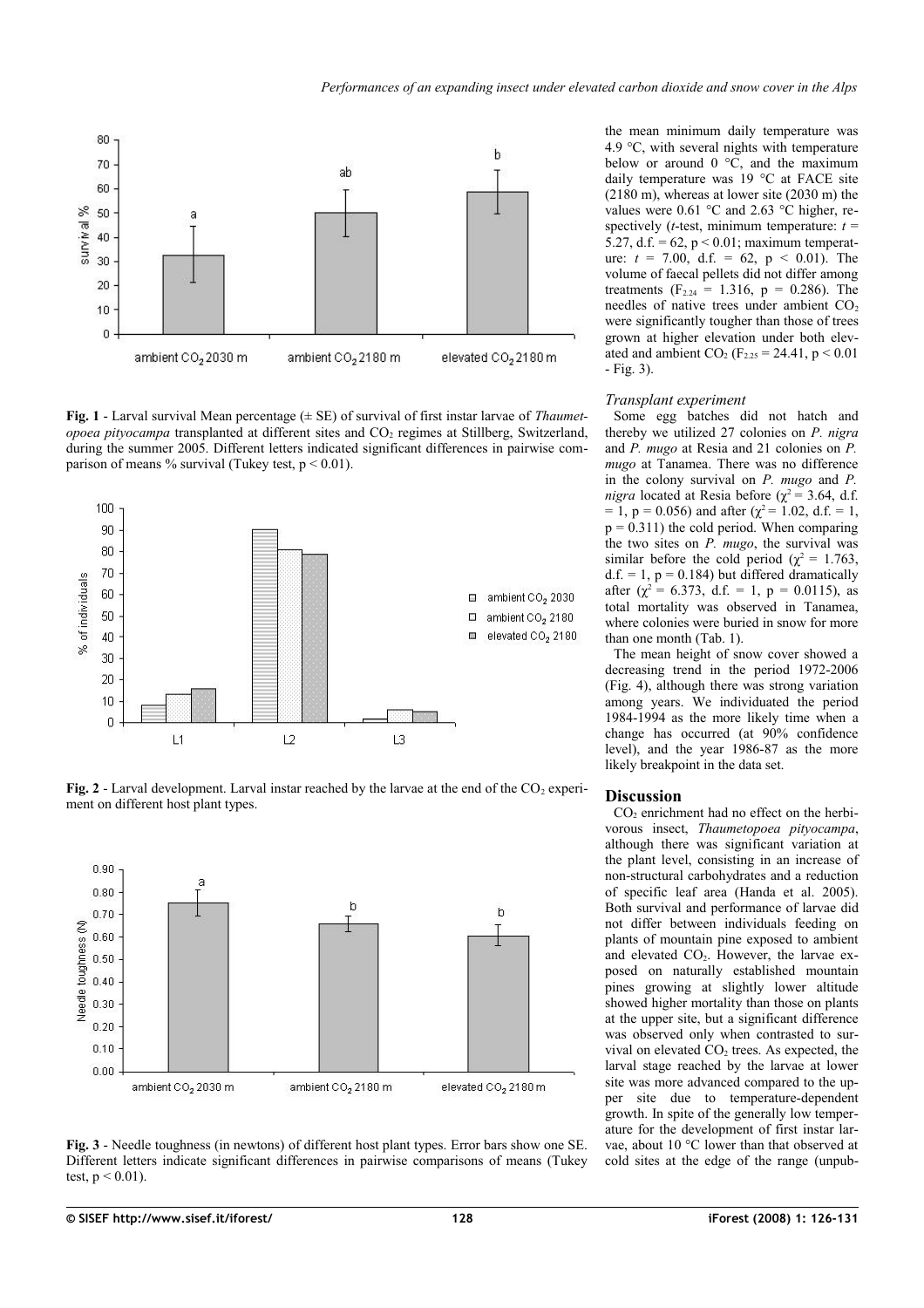**Fig. 1** - Larval survival Mean percentage (± SE) of survival of first instar larvae of *Thaumetopoea pityocampa* transplanted at different sites and $CO_2$ regimes at Stillberg, Switzerland, during the summer 2005. Different letters indicated significant differences in pairwise comparison of means % survival (Tukey test, $p < 0.01$).

**Fig. 2** - Larval development. Larval instar reached by the larvae at the end of the $CO_2$ experiment on different host plant types.

**Fig. 3** - Needle toughness (in newtons) of different host plant types. Error bars show one SE. Different letters indicate significant differences in pairwise comparisons of means (Tukey test, $p < 0.01$).

the mean minimum daily temperature was 4.9 °C, with several nights with temperature below or around 0 °C, and the maximum daily temperature was 19 °C at FACE site (2180 m), whereas at lower site (2030 m) the values were 0.61 °C and 2.63 °C higher, respectively (*t*-test, minimum temperature: $t = 5.27$, d.f. = 62, $p < 0.01$; maximum temperature: $t = 7.00$, d.f. = 62, $p < 0.01$). The volume of faecal pellets did not differ among treatments ($F_{2,24} = 1.316$, $p = 0.286$). The needles of native trees under ambient $CO_2$ were significantly tougher than those of trees grown at higher elevation under both elevated and ambient $CO_2$ ($F_{2,25} = 24.41$, $p < 0.01$ - Fig. 3).

### *Transplant experiment*

Some egg batches did not hatch and thereby we utilized 27 colonies on *P. nigra* and *P. mugo* at Resia and 21 colonies on *P. mugo* at Tanamea. There was no difference in the colony survival on *P. mugo* and *P. nigra* located at Resia before ($\chi^2 = 3.64$, d.f. = 1, $p = 0.056$) and after ($\chi^2 = 1.02$, d.f. = 1, $p = 0.311$) the cold period. When comparing the two sites on *P. mugo*, the survival was similar before the cold period ($\chi^2 = 1.763$, d.f. = 1, $p = 0.184$) but differed dramatically after ($\chi^2 = 6.373$, d.f. = 1, $p = 0.0115$), as total mortality was observed in Tanamea, where colonies were buried in snow for more than one month (Tab. 1).

The mean height of snow cover showed a decreasing trend in the period 1972-2006 (Fig. 4), although there was strong variation among years. We individuated the period 1984-1994 as the more likely time when a change has occurred (at 90% confidence level), and the year 1986-87 as the more likely breakpoint in the data set.

## Discussion

$CO_2$ enrichment had no effect on the herbivorous insect, *Thaumetopoea pityocampa*, although there was significant variation at the plant level, consisting in an increase of non-structural carbohydrates and a reduction of specific leaf area (Handa et al. 2005). Both survival and performance of larvae did not differ between individuals feeding on plants of mountain pine exposed to ambient and elevated $CO_2$. However, the larvae exposed on naturally established mountain pines growing at slightly lower altitude showed higher mortality than those on plants at the upper site, but a significant difference was observed only when contrasted to survival on elevated $CO_2$ trees. As expected, the larval stage reached by the larvae at lower site was more advanced compared to the upper site due to temperature-dependent growth. In spite of the generally low temperature for the development of first instar larvae, about 10 °C lower than that observed at cold sites at the edge of the range (unpub-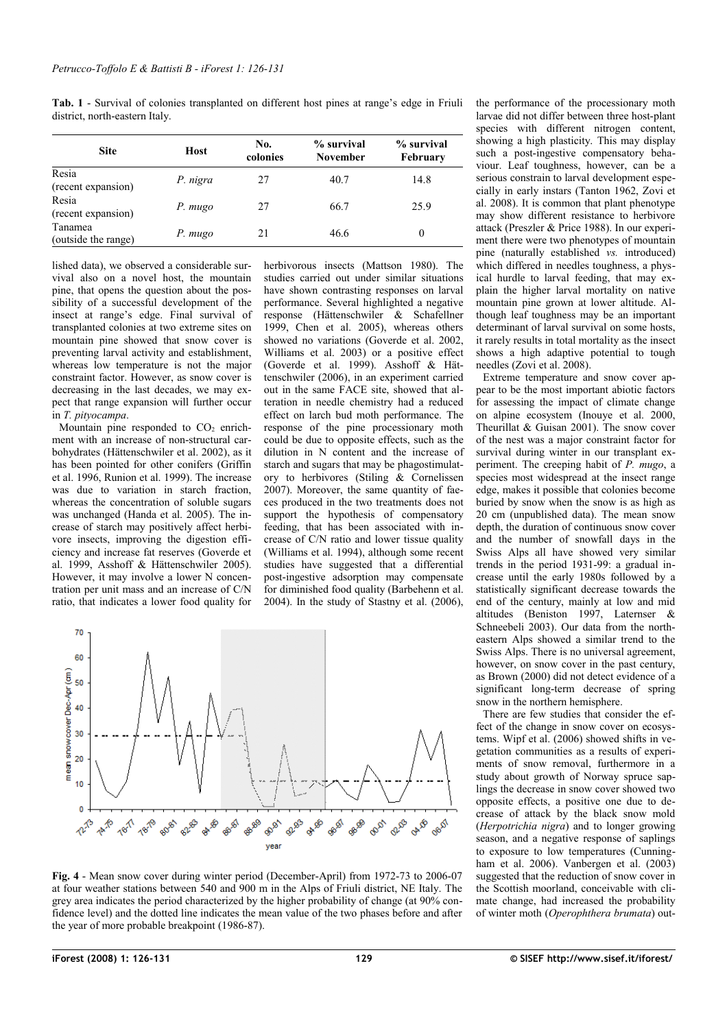**Tab. 1** - Survival of colonies transplanted on different host pines at range's edge in Friuli district, north-eastern Italy.

| Site | Host | No. colonies | % survival November | % survival February |
|---|---|---|---|---|
| Resia (recent expansion) | *P. nigra* | 27 | 40.7 | 14.8 |
| Resia (recent expansion) | *P. mugo* | 27 | 66.7 | 25.9 |
| Tanamea (outside the range) | *P. mugo* | 21 | 46.6 | 0 |

lished data), we observed a considerable survival also on a novel host, the mountain pine, that opens the question about the possibility of a successful development of the insect at range's edge. Final survival of transplanted colonies at two extreme sites on mountain pine showed that snow cover is preventing larval activity and establishment, whereas low temperature is not the major constraint factor. However, as snow cover is decreasing in the last decades, we may expect that range expansion will further occur in *T. pityocampa*.

Mountain pine responded to $CO_2$ enrichment with an increase of non-structural carbohydrates (Hättenschwiler et al. 2002), as it has been pointed for other conifers (Griffin et al. 1996, Runion et al. 1999). The increase was due to variation in starch fraction, whereas the concentration of soluble sugars was unchanged (Handa et al. 2005). The increase of starch may positively affect herbivore insects, improving the digestion efficiency and increase fat reserves (Goverde et al. 1999, Asshoff & Hättenschwiler 2005). However, it may involve a lower N concentration per unit mass and an increase of C/N ratio, that indicates a lower food quality for herbivorous insects (Mattson 1980). The studies carried out under similar situations have shown contrasting responses on larval performance. Several highlighted a negative response (Hättenschwiler & Schafellner 1999, Chen et al. 2005), whereas others showed no variations (Goverde et al. 2002, Williams et al. 2003) or a positive effect (Goverde et al. 1999). Asshoff & Hättenschwiler (2006), in an experiment carried out in the same FACE site, showed that alteration in needle chemistry had a reduced effect on larch bud moth performance. The response of the pine processionary moth could be due to opposite effects, such as the dilution in N content and the increase of starch and sugars that may be phagostimulatory to herbivores (Stiling & Cornelissen 2007). Moreover, the same quantity of faeces produced in the two treatments does not support the hypothesis of compensatory feeding, that has been associated with increase of C/N ratio and lower tissue quality (Williams et al. 1994), although some recent studies have suggested that a differential post-ingestive adsorption may compensate for diminished food quality (Barbehenn et al. 2004). In the study of Stastny et al. (2006), the performance of the processionary moth larvae did not differ between three host-plant species with different nitrogen content, showing a high plasticity. This may display such a post-ingestive compensatory behaviour. Leaf toughness, however, can be a serious constrain to larval development especially in early instars (Tanton 1962, Zovi et al. 2008). It is common that plant phenotype may show different resistance to herbivore attack (Preszler & Price 1988). In our experiment there were two phenotypes of mountain pine (naturally established *vs.* introduced) which differed in needles toughness, a physical hurdle to larval feeding, that may explain the higher larval mortality on native mountain pine grown at lower altitude. Although leaf toughness may be an important determinant of larval survival on some hosts, it rarely results in total mortality as the insect shows a high adaptive potential to tough needles (Zovi et al. 2008).

Extreme temperature and snow cover appear to be the most important abiotic factors for assessing the impact of climate change on alpine ecosystem (Inouye et al. 2000, Theurillat & Guisan 2001). The snow cover of the nest was a major constraint factor for survival during winter in our transplant experiment. The creeping habit of *P. mugo*, a species most widespread at the insect range edge, makes it possible that colonies become buried by snow when the snow is as high as 20 cm (unpublished data). The mean snow depth, the duration of continuous snow cover and the number of snowfall days in the Swiss Alps all have showed very similar trends in the period 1931-99: a gradual increase until the early 1980s followed by a statistically significant decrease towards the end of the century, mainly at low and mid altitudes (Beniston 1997, Laternser & Schneebeli 2003). Our data from the north-eastern Alps showed a similar trend to the Swiss Alps. There is no universal agreement, however, on snow cover in the past century, as Brown (2000) did not detect evidence of a significant long-term decrease of spring snow in the northern hemisphere.

**Fig. 4** - Mean snow cover during winter period (December-April) from 1972-73 to 2006-07 at four weather stations between 540 and 900 m in the Alps of Friuli district, NE Italy. The grey area indicates the period characterized by the higher probability of change (at 90% confidence level) and the dotted line indicates the mean value of the two phases before and after the year of more probable breakpoint (1986-87).

There are few studies that consider the effect of the change in snow cover on ecosystems. Wipf et al. (2006) showed shifts in vegetation communities as a results of experiments of snow removal, furthermore in a study about growth of Norway spruce saplings the decrease in snow cover showed two opposite effects, a positive one due to decrease of attack by the black snow mold (*Herpotrichia nigra*) and to longer growing season, and a negative response of saplings to exposure to low temperatures (Cunningham et al. 2006). Vanbergen et al. (2003) suggested that the reduction of snow cover in the Scottish moorland, conceivable with climate change, had increased the probability of winter moth (*Operophthera brumata*) out-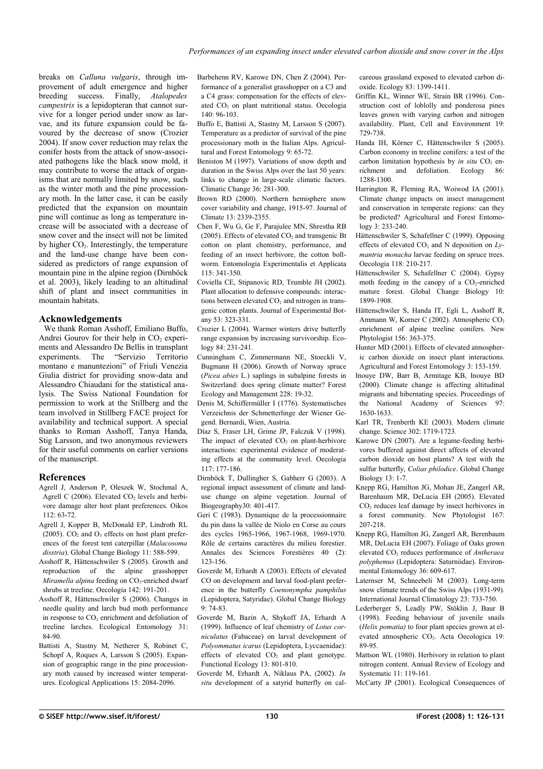breaks on *Calluna vulgaris*, through improvement of adult emergence and higher breeding success. Finally, *Atalopedes campestris* is a lepidopteran that cannot survive for a longer period under snow as larvae, and its future expansion could be favoured by the decrease of snow (Crozier 2004). If snow cover reduction may relax the conifer hosts from the attack of snow-associated pathogens like the black snow mold, it may contribute to worse the attack of organisms that are normally limited by snow, such as the winter moth and the pine processionary moth. In the latter case, it can be easily predicted that the expansion on mountain pine will continue as long as temperature increase will be associated with a decrease of snow cover and the insect will not be limited by higher $CO_2$. Interestingly, the temperature and the land-use change have been considered as predictors of range expansion of mountain pine in the alpine region (Dirnböck et al. 2003), likely leading to an altitudinal shift of plant and insect communities in mountain habitats.

## Acknowledgements

We thank Roman Asshoff, Emiliano Buffo, Andrei Gourov for their help in $CO_2$ experiments and Alessandro De Bellis in transplant experiments. The "Servizio Territorio montano e manutenzioni" of Friuli Venezia Giulia district for providing snow-data and Alessandro Chiaudani for the statistical analysis. The Swiss National Foundation for permission to work at the Stillberg and the team involved in Stillberg FACE project for availability and technical support. A special thanks to Roman Asshoff, Tanya Handa, Stig Larsson, and two anonymous reviewers for their useful comments on earlier versions of the manuscript.

## References

Agrell J, Anderson P, Oleszek W, Stochmal A, Agrell C (2006). Elevated $CO_2$ levels and herbivore damage alter host plant preferences. Oikos 112: 63-72.

Agrell J, Kopper B, McDonald EP, Lindroth RL (2005). $CO_2$ and $O_3$ effects on host plant preferences of the forest tent caterpillar (*Malacosoma disstria*). Global Change Biology 11: 588-599.

Asshoff R, Hättenschwiler S (2005). Growth and reproduction of the alpine grasshopper *Miramella alpina* feeding on $CO_2$-enriched dwarf shrubs at treeline. Oecologia 142: 191-201.

Asshoff R, Hättenschwiler S (2006). Changes in needle quality and larch bud moth performance in response to $CO_2$ enrichment and defoliation of treeline larches. Ecological Entomology 31: 84-90.

Battisti A, Stastny M, Netherer S, Robinet C, Schopf A, Roques A, Larsson S (2005). Expansion of geographic range in the pine processionary moth caused by increased winter temperatures. Ecological Applications 15: 2084-2096.

Barbehenn RV, Karowe DN, Chen Z (2004). Performance of a generalist grasshopper on a C3 and a C4 grass: compensation for the effects of elevated $CO_2$ on plant nutritional status. Oecologia 140: 96-103.

Buffo E, Battisti A, Stastny M, Larsson S (2007). Temperature as a predictor of survival of the pine processionary moth in the Italian Alps. Agricultural and Forest Entomology 9: 65-72.

Beniston M (1997). Variations of snow depth and duration in the Swiss Alps over the last 50 years: links to change in large-scale climatic factors. Climatic Change 36: 281-300.

Brown RD (2000). Northern hemisphere snow cover variability and change, 1915-97. Journal of Climate 13: 2339-2355.

Chen F, Wu G, Ge F, Parajulee MN, Shrestha RB (2005). Effects of elevated $CO_2$ and transgenic Bt cotton on plant chemistry, performance, and feeding of an insect herbivore, the cotton bollworm. Entomologia Experimentalis et Applicata 115: 341-350.

Coviella CE, Stipanovic RD, Trumble JH (2002). Plant allocation to defensive compounds: interactions between elevated $CO_2$ and nitrogen in transgenic cotton plants. Journal of Experimental Botany 53: 323-331.

Crozier L (2004). Warmer winters drive butterfly range expansion by increasing survivorship. Ecology 84: 231-241.

Cunningham C, Zimmermann NE, Stoeckli V, Bugmann H (2006). Growth of Norway spruce (*Picea abies* L.) saplings in subalpine forests in Switzerland: does spring climate matter? Forest Ecology and Management 228: 19-32.

Denis M, Schiffermüller I (1776). Systematisches Verzeichnis der Schmetterlinge der Wiener Gegend. Bernardi, Wien, Austria.

Díaz S, Fraser LH, Grime JP, Falczuk V (1998). The impact of elevated $CO_2$ on plant-herbivore interactions: experimental evidence of moderating effects at the community level. Oecologia 117: 177-186.

Dirnböck T, Dullingher S, Gabherr G (2003). A regional impact assessment of climate and land-use change on alpine vegetation. Journal of Biogeography30: 401-417.

Geri C (1983). Dynamique de la processionnaire du pin dans la vallée de Niolo en Corse au cours des cycles 1965-1966, 1967-1968, 1969-1970. Rôle de certains caractères du milieu forestier. Annales des Sciences Forestiéres 40 (2): 123-156.

Goverde M, Erhardt A (2003). Effects of elevated CO on development and larval food-plant preference in the butterfly *Coenonympha pamphilus* (Lepidoptera, Satyridae). Global Change Biology 9: 74-83.

Goverde M, Bazin A, Shykoff JA, Erhardt A (1999). Influence of leaf chemistry of *Lotus corniculatus* (Fabaceae) on larval development of *Polyommatus icarus* (Lepidoptera, Lyccaenidae): effects of elevated $CO_2$ and plant genotype. Functional Ecology 13: 801-810.

Goverde M, Erhardt A, Niklaus PA, (2002). *In situ* development of a satyrid butterfly on calcareous grassland exposed to elevated carbon dioxide. Ecology 83: 1399-1411.

Griffin KL, Winner WE, Strain BR (1996). Construction cost of loblolly and ponderosa pines leaves grown with varying carbon and nitrogen availability. Plant, Cell and Environment 19: 729-738.

Handa IH, Körner C, Hättenschwiler S (2005). Carbon economy in treeline conifers: a test of the carbon limitation hypothesis by *in situ* $CO_2$ enrichment and defoliation. Ecology 86: 1288-1300.

Harrington R, Fleming RA, Woiwod IA (2001). Climate change impacts on insect management and conservation in temperate regions: can they be predicted? Agricultural and Forest Entomology 3: 233-240.

Hättenschwiler S, Schafellner C (1999). Opposing effects of elevated $CO_2$ and N deposition on *Lymantria monacha* larvae feeding on spruce trees. Oecologia 118: 210-217.

Hättenschwiler S, Schafellner C (2004). Gypsy moth feeding in the canopy of a $CO_2$-enriched mature forest. Global Change Biology 10: 1899-1908.

Hättenschwiler S, Handa IT, Egli L, Asshoff R, Ammann W, Korner C (2002). Atmospheric $CO_2$ enrichment of alpine treeline conifers. New Phytologist 156: 363-375.

Hunter MD (2001). Effects of elevated atmospheric carbon dioxide on insect plant interactions. Agricultural and Forest Entomology 3: 153-159.

Inouye DW, Barr B, Armitage KB, Inouye BD (2000). Climate change is affecting altitudinal migrants and hibernating species. Proceedings of the National Academy of Sciences 97: 1630-1633.

Karl TR, Trenberth KE (2003). Modern climate change. Science 302: 1719-1723.

Karowe DN (2007). Are a legume-feeding herbivores buffered against direct effects of elevated carbon dioxide on host plants? A test with the sulfur butterfly, *Colias philodice*. Global Change Biology 13: 1-7.

Knepp RG, Hamilton JG, Mohan JE, Zangerl AR, Barenhaum MR, DeLucia EH (2005). Elevated $CO_2$ reduces leaf damage by insect herbivores in a forest community. New Phytologist 167: 207-218.

Knepp RG, Hamilton JG, Zangerl AR, Berenbaum MR, DeLucia EH (2007). Foliage of Oaks grown elevated $CO_2$ reduces performance of *Antheraea polyphemus* (Lepidoptera: Saturniidae). Environmental Entomology 36: 609-617.

Laternser M, Schneebeli M (2003). Long-term snow climate trends of the Swiss Alps (1931-99). International Journal Climatology 23: 733-750.

Lederberger S, Leadly PW, Stöklin J, Baur B (1998). Feeding behaviour of juvenile snails (*Helix pomatia)* to four plant species grown at elevated atmospheric $CO_2$. Acta Oecologica 19: 89-95.

Mattson WL (1980). Herbivory in relation to plant nitrogen content. Annual Review of Ecology and Systematic 11: 119-161.

McCarty JP (2001). Ecological Consequences of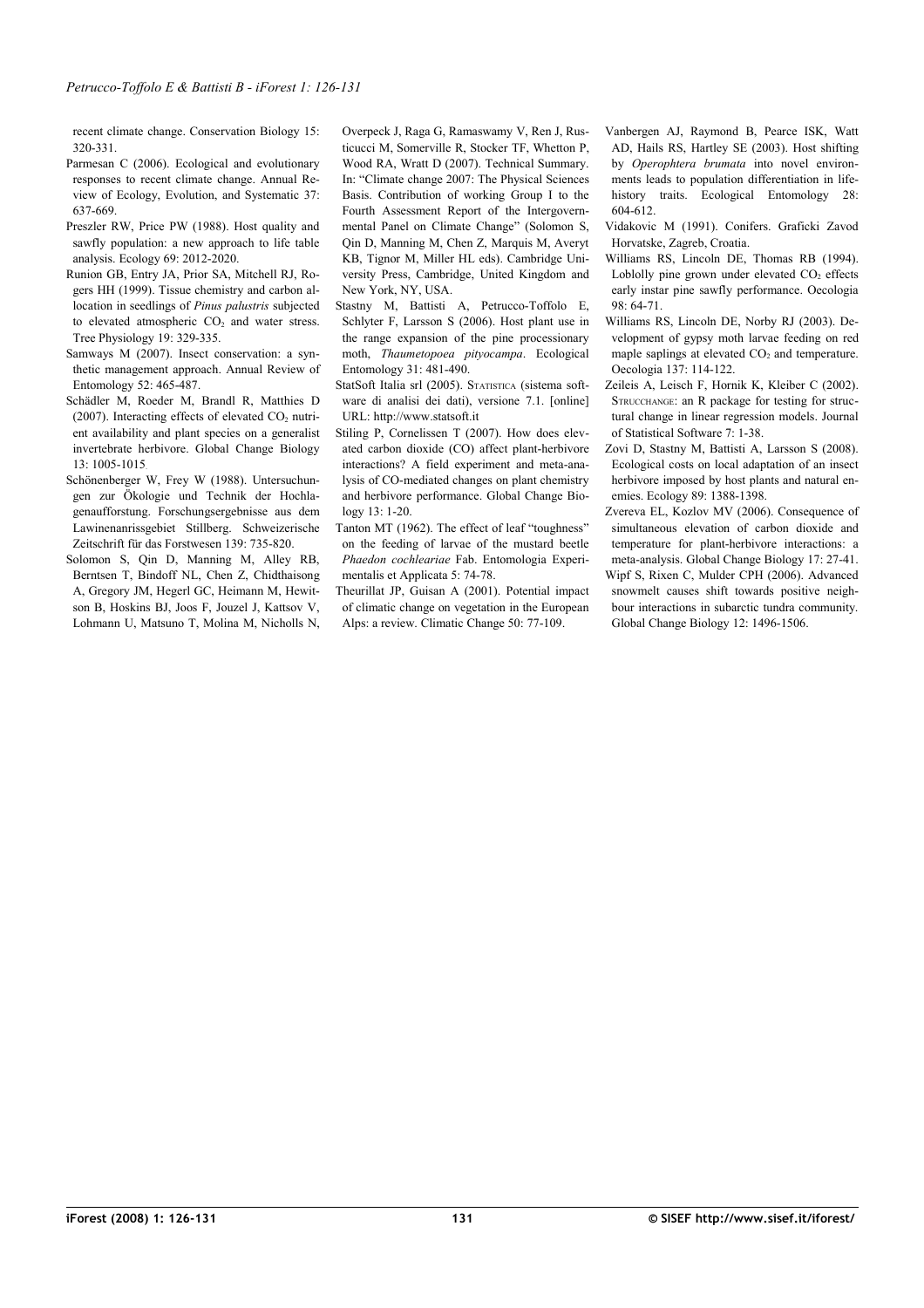recent climate change. Conservation Biology 15: 320-331.

Parmesan C (2006). Ecological and evolutionary responses to recent climate change. Annual Review of Ecology, Evolution, and Systematic 37: 637-669.

Preszler RW, Price PW (1988). Host quality and sawfly population: a new approach to life table analysis. Ecology 69: 2012-2020.

Runion GB, Entry JA, Prior SA, Mitchell RJ, Rogers HH (1999). Tissue chemistry and carbon allocation in seedlings of *Pinus palustris* subjected to elevated atmospheric $CO_2$ and water stress. Tree Physiology 19: 329-335.

Samways M (2007). Insect conservation: a synthetic management approach. Annual Review of Entomology 52: 465-487.

Schädler M, Roeder M, Brandl R, Matthies D (2007). Interacting effects of elevated $CO_2$ nutrient availability and plant species on a generalist invertebrate herbivore. Global Change Biology 13: 1005-1015.

Schönenberger W, Frey W (1988). Untersuchungen zur Ökologie und Technik der Hochlagenaufforstung. Forschungsergebnisse aus dem Lawinenanrissgebiet Stillberg. Schweizerische Zeitschrift für das Forstwesen 139: 735-820.

Solomon S, Qin D, Manning M, Alley RB, Berntsen T, Bindoff NL, Chen Z, Chidthaisong A, Gregory JM, Hegerl GC, Heimann M, Hewitson B, Hoskins BJ, Joos F, Jouzel J, Kattsov V, Lohmann U, Matsuno T, Molina M, Nicholls N, Overpeck J, Raga G, Ramaswamy V, Ren J, Rusticucci M, Somerville R, Stocker TF, Whetton P, Wood RA, Wratt D (2007). Technical Summary. In: "Climate change 2007: The Physical Sciences Basis. Contribution of working Group I to the Fourth Assessment Report of the Intergovernmental Panel on Climate Change" (Solomon S, Qin D, Manning M, Chen Z, Marquis M, Averyt KB, Tignor M, Miller HL eds). Cambridge University Press, Cambridge, United Kingdom and New York, NY, USA.

Stastny M, Battisti A, Petrucco-Toffolo E, Schlyter F, Larsson S (2006). Host plant use in the range expansion of the pine processionary moth, *Thaumetopoea pityocampa*. Ecological Entomology 31: 481-490.

StatSoft Italia srl (2005). STATISTICA (sistema software di analisi dei dati), versione 7.1. [online] URL: http://www.statsoft.it

Stiling P, Cornelissen T (2007). How does elevated carbon dioxide (CO) affect plant-herbivore interactions? A field experiment and meta-analysis of CO-mediated changes on plant chemistry and herbivore performance. Global Change Biology 13: 1-20.

Tanton MT (1962). The effect of leaf "toughness" on the feeding of larvae of the mustard beetle *Phaedon cochleariae* Fab. Entomologia Experimentalis et Applicata 5: 74-78.

Theurillat JP, Guisan A (2001). Potential impact of climatic change on vegetation in the European Alps: a review. Climatic Change 50: 77-109.

Vanbergen AJ, Raymond B, Pearce ISK, Watt AD, Hails RS, Hartley SE (2003). Host shifting by *Operophtera brumata* into novel environments leads to population differentiation in life-history traits. Ecological Entomology 28: 604-612.

Vidakovic M (1991). Conifers. Graficki Zavod Horvatske, Zagreb, Croatia.

Williams RS, Lincoln DE, Thomas RB (1994). Loblolly pine grown under elevated $CO_2$ effects early instar pine sawfly performance. Oecologia 98: 64-71.

Williams RS, Lincoln DE, Norby RJ (2003). Development of gypsy moth larvae feeding on red maple saplings at elevated $CO_2$ and temperature. Oecologia 137: 114-122.

Zeileis A, Leisch F, Hornik K, Kleiber C (2002). STRUCCHANGE: an R package for testing for structural change in linear regression models. Journal of Statistical Software 7: 1-38.

Zovi D, Stastny M, Battisti A, Larsson S (2008). Ecological costs on local adaptation of an insect herbivore imposed by host plants and natural enemies. Ecology 89: 1388-1398.

Zvereva EL, Kozlov MV (2006). Consequence of simultaneous elevation of carbon dioxide and temperature for plant-herbivore interactions: a meta-analysis. Global Change Biology 17: 27-41.

Wipf S, Rixen C, Mulder CPH (2006). Advanced snowmelt causes shift towards positive neighbour interactions in subarctic tundra community. Global Change Biology 12: 1496-1506.